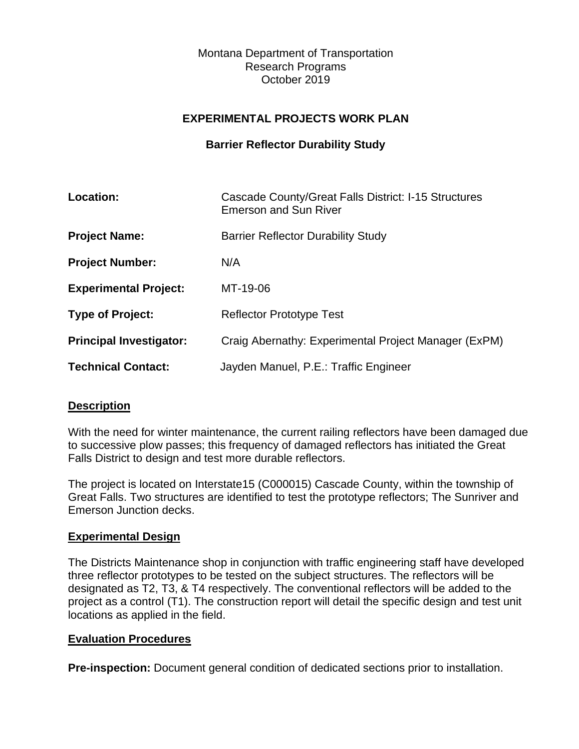Montana Department of Transportation
Research Programs
October 2019

# EXPERIMENTAL PROJECTS WORK PLAN

## Barrier Reflector Durability Study

| | |
|---|---|
| **Location:** | Cascade County/Great Falls District: I-15 Structures Emerson and Sun River |
| **Project Name:** | Barrier Reflector Durability Study |
| **Project Number:** | N/A |
| **Experimental Project:** | MT-19-06 |
| **Type of Project:** | Reflector Prototype Test |
| **Principal Investigator:** | Craig Abernathy: Experimental Project Manager (ExPM) |
| **Technical Contact:** | Jayden Manuel, P.E.: Traffic Engineer |

### Description

With the need for winter maintenance, the current railing reflectors have been damaged due to successive plow passes; this frequency of damaged reflectors has initiated the Great Falls District to design and test more durable reflectors.

The project is located on Interstate15 (C000015) Cascade County, within the township of Great Falls. Two structures are identified to test the prototype reflectors; The Sunriver and Emerson Junction decks.

### Experimental Design

The Districts Maintenance shop in conjunction with traffic engineering staff have developed three reflector prototypes to be tested on the subject structures. The reflectors will be designated as T2, T3, & T4 respectively. The conventional reflectors will be added to the project as a control (T1). The construction report will detail the specific design and test unit locations as applied in the field.

### Evaluation Procedures

**Pre-inspection:** Document general condition of dedicated sections prior to installation.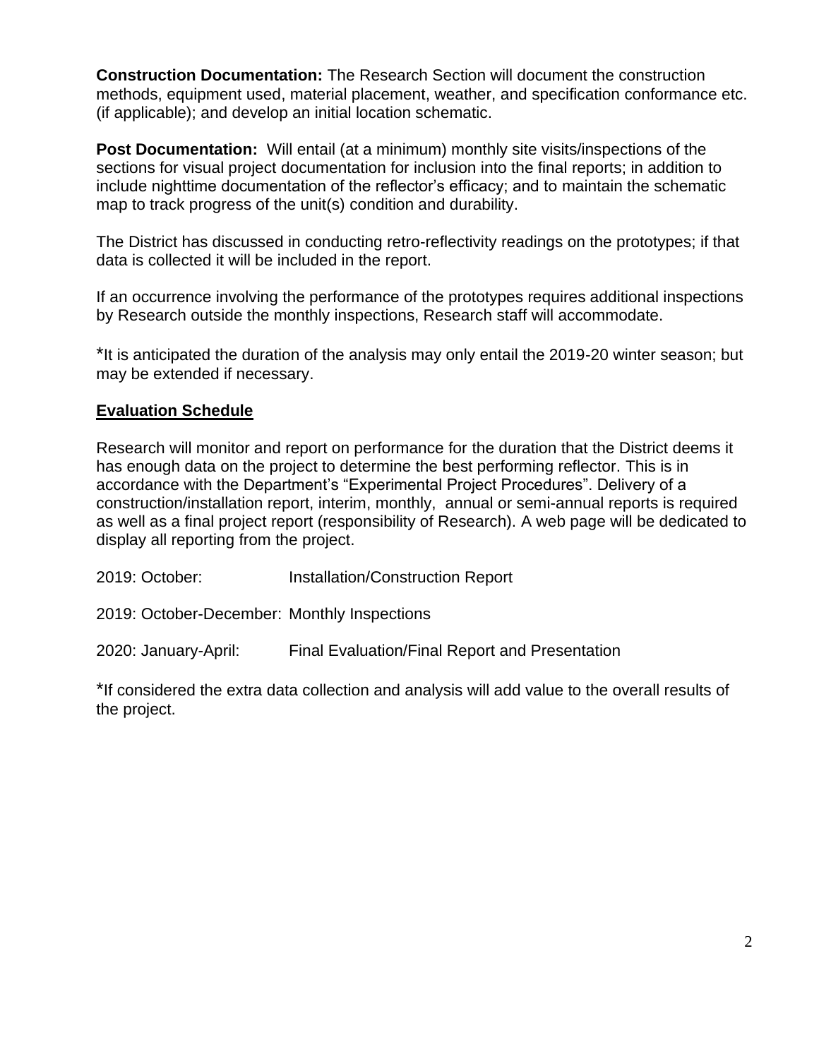**Construction Documentation:** The Research Section will document the construction methods, equipment used, material placement, weather, and specification conformance etc. (if applicable); and develop an initial location schematic.

**Post Documentation:** Will entail (at a minimum) monthly site visits/inspections of the sections for visual project documentation for inclusion into the final reports; in addition to include nighttime documentation of the reflector's efficacy; and to maintain the schematic map to track progress of the unit(s) condition and durability.

The District has discussed in conducting retro-reflectivity readings on the prototypes; if that data is collected it will be included in the report.

If an occurrence involving the performance of the prototypes requires additional inspections by Research outside the monthly inspections, Research staff will accommodate.

*It is anticipated the duration of the analysis may only entail the 2019-20 winter season; but may be extended if necessary.

## Evaluation Schedule

Research will monitor and report on performance for the duration that the District deems it has enough data on the project to determine the best performing reflector. This is in accordance with the Department's "Experimental Project Procedures". Delivery of a construction/installation report, interim, monthly, annual or semi-annual reports is required as well as a final project report (responsibility of Research). A web page will be dedicated to display all reporting from the project.

2019: October: Installation/Construction Report

2019: October-December: Monthly Inspections

2020: January-April: Final Evaluation/Final Report and Presentation

*If considered the extra data collection and analysis will add value to the overall results of the project.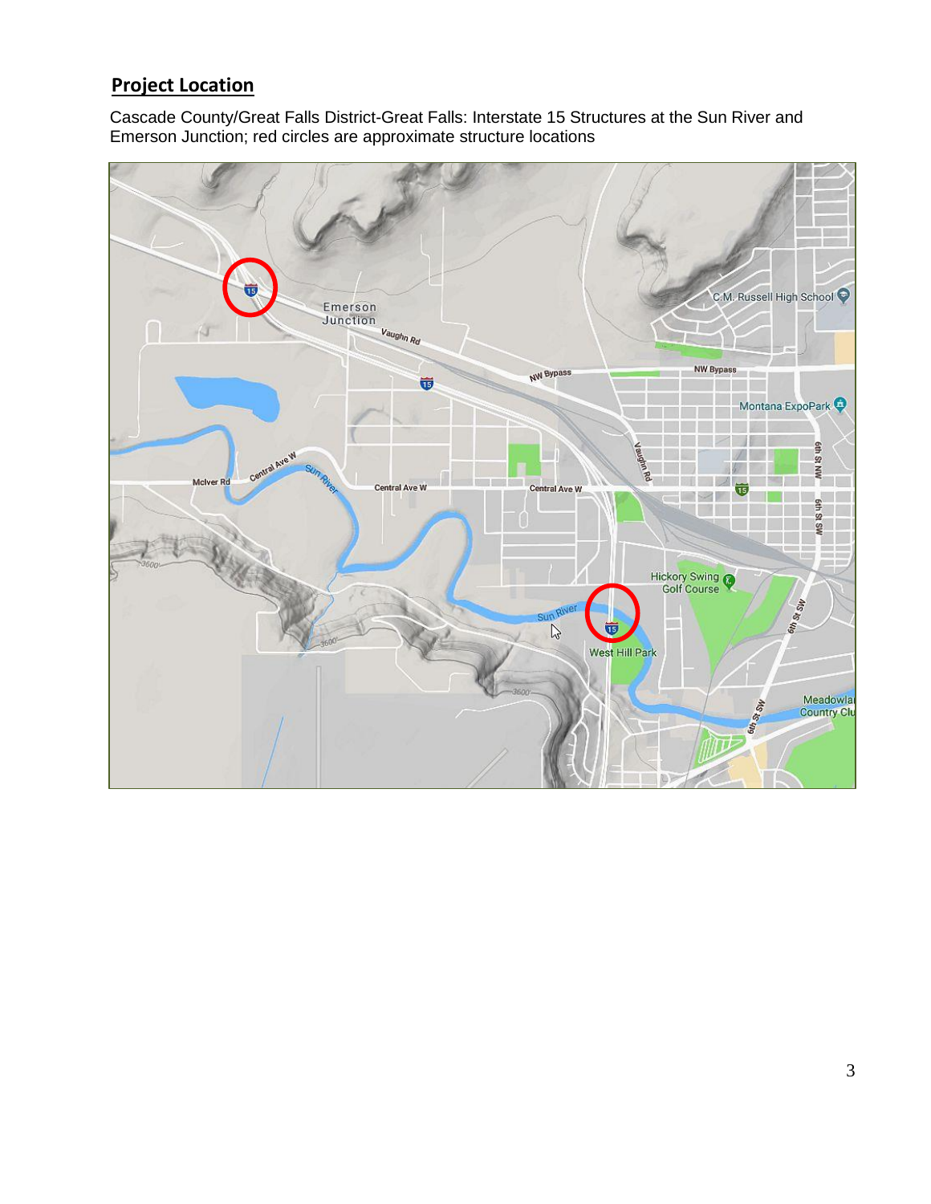## Project Location

Cascade County/Great Falls District-Great Falls: Interstate 15 Structures at the Sun River and Emerson Junction; red circles are approximate structure locations

Emerson Junction
Vaughn Rd
NW Bypass
C.M. Russell High School
Montana ExpoPark
McIver Rd
Central Ave W
Sun River
Vaughn Rd
6th St NW
6th St SW
Hickory Swing Golf Course
West Hill Park
Meadowlark Country Club
3600'